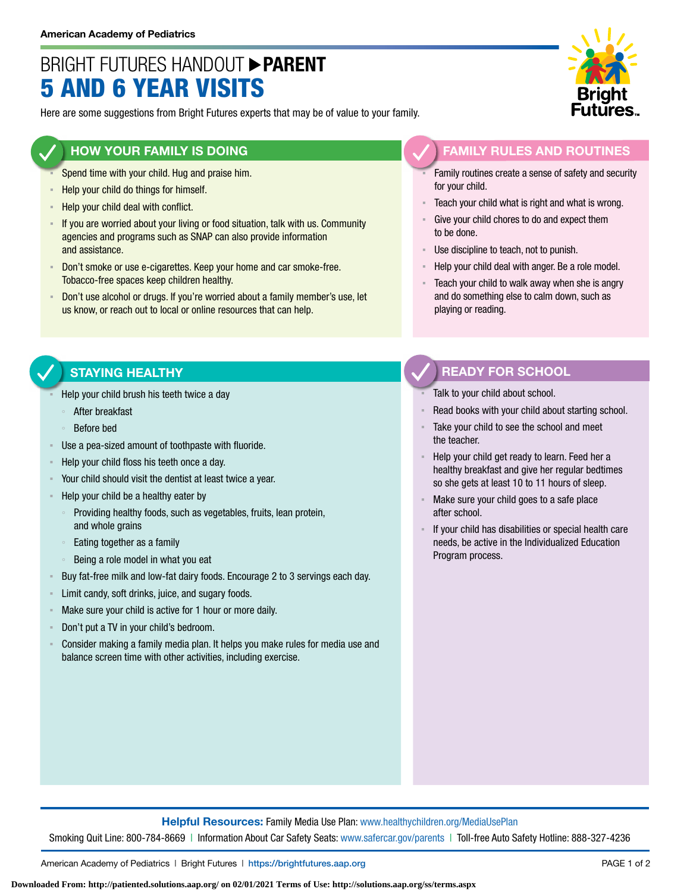American Academy of Pediatrics

# BRIGHT FUTURES HANDOUT ▶ PARENT
# 5 AND 6 YEAR VISITS

Here are some suggestions from Bright Futures experts that may be of value to your family.

## HOW YOUR FAMILY IS DOING

- Spend time with your child. Hug and praise him.
- Help your child do things for himself.
- Help your child deal with conflict.
- If you are worried about your living or food situation, talk with us. Community agencies and programs such as SNAP can also provide information and assistance.
- Don't smoke or use e-cigarettes. Keep your home and car smoke-free. Tobacco-free spaces keep children healthy.
- Don't use alcohol or drugs. If you're worried about a family member's use, let us know, or reach out to local or online resources that can help.

## FAMILY RULES AND ROUTINES

- Family routines create a sense of safety and security for your child.
- Teach your child what is right and what is wrong.
- Give your child chores to do and expect them to be done.
- Use discipline to teach, not to punish.
- Help your child deal with anger. Be a role model.
- Teach your child to walk away when she is angry and do something else to calm down, such as playing or reading.

## STAYING HEALTHY

- Help your child brush his teeth twice a day
  - After breakfast
  - Before bed
- Use a pea-sized amount of toothpaste with fluoride.
- Help your child floss his teeth once a day.
- Your child should visit the dentist at least twice a year.
- Help your child be a healthy eater by
  - Providing healthy foods, such as vegetables, fruits, lean protein, and whole grains
  - Eating together as a family
  - Being a role model in what you eat
- Buy fat-free milk and low-fat dairy foods. Encourage 2 to 3 servings each day.
- Limit candy, soft drinks, juice, and sugary foods.
- Make sure your child is active for 1 hour or more daily.
- Don't put a TV in your child's bedroom.
- Consider making a family media plan. It helps you make rules for media use and balance screen time with other activities, including exercise.

## READY FOR SCHOOL

- Talk to your child about school.
- Read books with your child about starting school.
- Take your child to see the school and meet the teacher.
- Help your child get ready to learn. Feed her a healthy breakfast and give her regular bedtimes so she gets at least 10 to 11 hours of sleep.
- Make sure your child goes to a safe place after school.
- If your child has disabilities or special health care needs, be active in the Individualized Education Program process.

**Helpful Resources:** Family Media Use Plan: www.healthychildren.org/MediaUsePlan

Smoking Quit Line: 800-784-8669 | Information About Car Safety Seats: www.safercar.gov/parents | Toll-free Auto Safety Hotline: 888-327-4236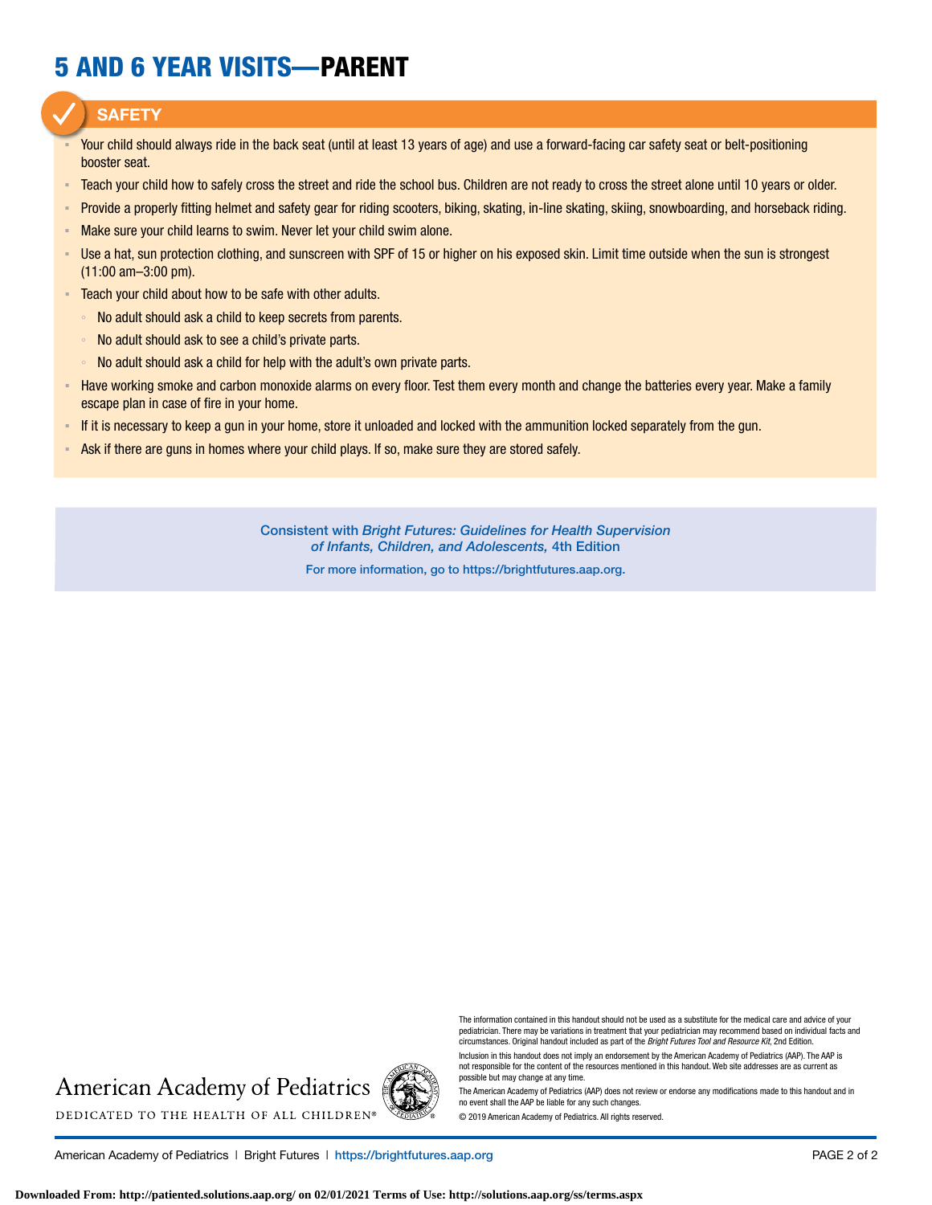# 5 AND 6 YEAR VISITS—PARENT

## SAFETY

- Your child should always ride in the back seat (until at least 13 years of age) and use a forward-facing car safety seat or belt-positioning booster seat.
- Teach your child how to safely cross the street and ride the school bus. Children are not ready to cross the street alone until 10 years or older.
- Provide a properly fitting helmet and safety gear for riding scooters, biking, skating, in-line skating, skiing, snowboarding, and horseback riding.
- Make sure your child learns to swim. Never let your child swim alone.
- Use a hat, sun protection clothing, and sunscreen with SPF of 15 or higher on his exposed skin. Limit time outside when the sun is strongest (11:00 am–3:00 pm).
- Teach your child about how to be safe with other adults.
  - No adult should ask a child to keep secrets from parents.
  - No adult should ask to see a child's private parts.
  - No adult should ask a child for help with the adult's own private parts.
- Have working smoke and carbon monoxide alarms on every floor. Test them every month and change the batteries every year. Make a family escape plan in case of fire in your home.
- If it is necessary to keep a gun in your home, store it unloaded and locked with the ammunition locked separately from the gun.
- Ask if there are guns in homes where your child plays. If so, make sure they are stored safely.

Consistent with *Bright Futures: Guidelines for Health Supervision of Infants, Children, and Adolescents,* 4th Edition

For more information, go to https://brightfutures.aap.org.

American Academy of Pediatrics

DEDICATED TO THE HEALTH OF ALL CHILDREN®

The information contained in this handout should not be used as a substitute for the medical care and advice of your pediatrician. There may be variations in treatment that your pediatrician may recommend based on individual facts and circumstances. Original handout included as part of the *Bright Futures Tool and Resource Kit*, 2nd Edition.

Inclusion in this handout does not imply an endorsement by the American Academy of Pediatrics (AAP). The AAP is not responsible for the content of the resources mentioned in this handout. Web site addresses are as current as possible but may change at any time.

The American Academy of Pediatrics (AAP) does not review or endorse any modifications made to this handout and in no event shall the AAP be liable for any such changes.

© 2019 American Academy of Pediatrics. All rights reserved.

Downloaded From: http://patiented.solutions.aap.org/ on 02/01/2021 Terms of Use: http://solutions.aap.org/ss/terms.aspx